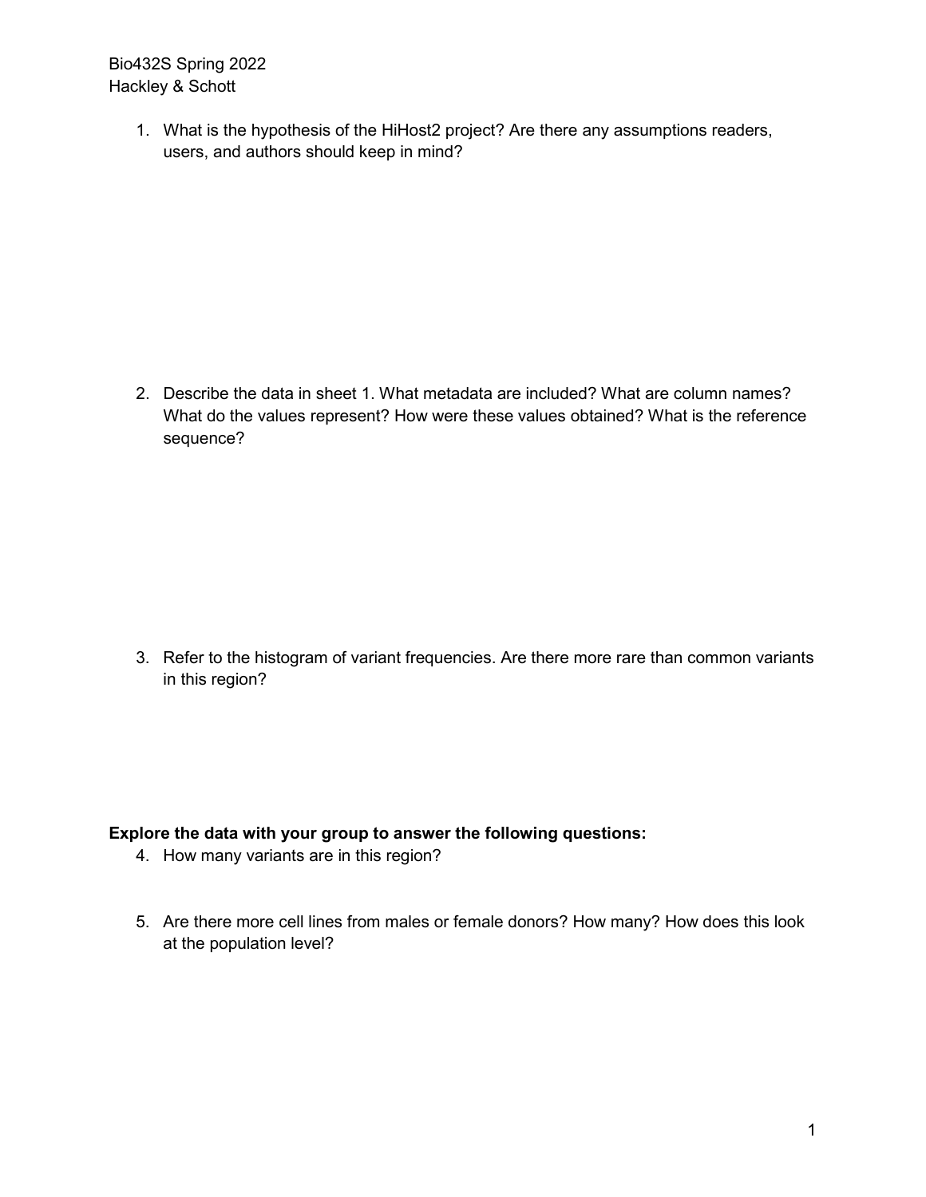Bio432S Spring 2022
Hackley & Schott

1. What is the hypothesis of the HiHost2 project? Are there any assumptions readers, users, and authors should keep in mind?

2. Describe the data in sheet 1. What metadata are included? What are column names? What do the values represent? How were these values obtained? What is the reference sequence?

3. Refer to the histogram of variant frequencies. Are there more rare than common variants in this region?

**Explore the data with your group to answer the following questions:**

4. How many variants are in this region?

5. Are there more cell lines from males or female donors? How many? How does this look at the population level?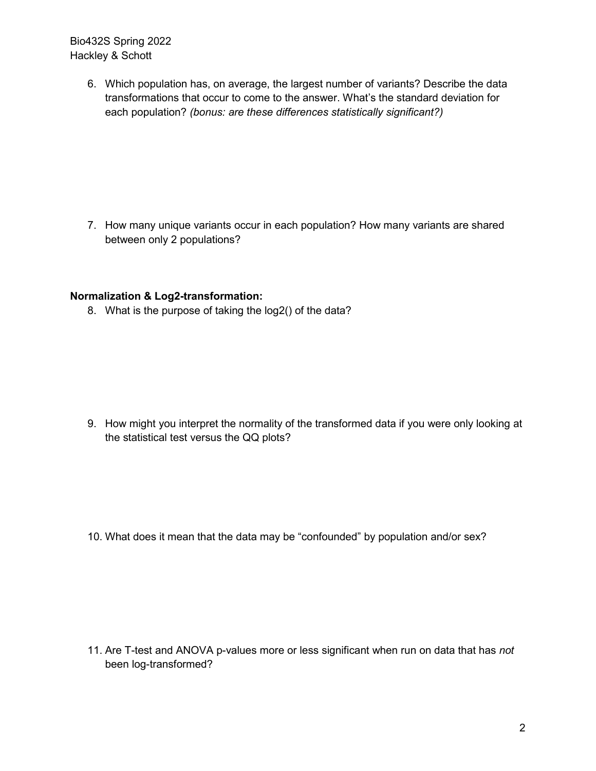6. Which population has, on average, the largest number of variants? Describe the data transformations that occur to come to the answer. What's the standard deviation for each population? *(bonus: are these differences statistically significant?)*

7. How many unique variants occur in each population? How many variants are shared between only 2 populations?

**Normalization & Log2-transformation:**

8. What is the purpose of taking the log2() of the data?

9. How might you interpret the normality of the transformed data if you were only looking at the statistical test versus the QQ plots?

10. What does it mean that the data may be "confounded" by population and/or sex?

11. Are T-test and ANOVA p-values more or less significant when run on data that has *not* been log-transformed?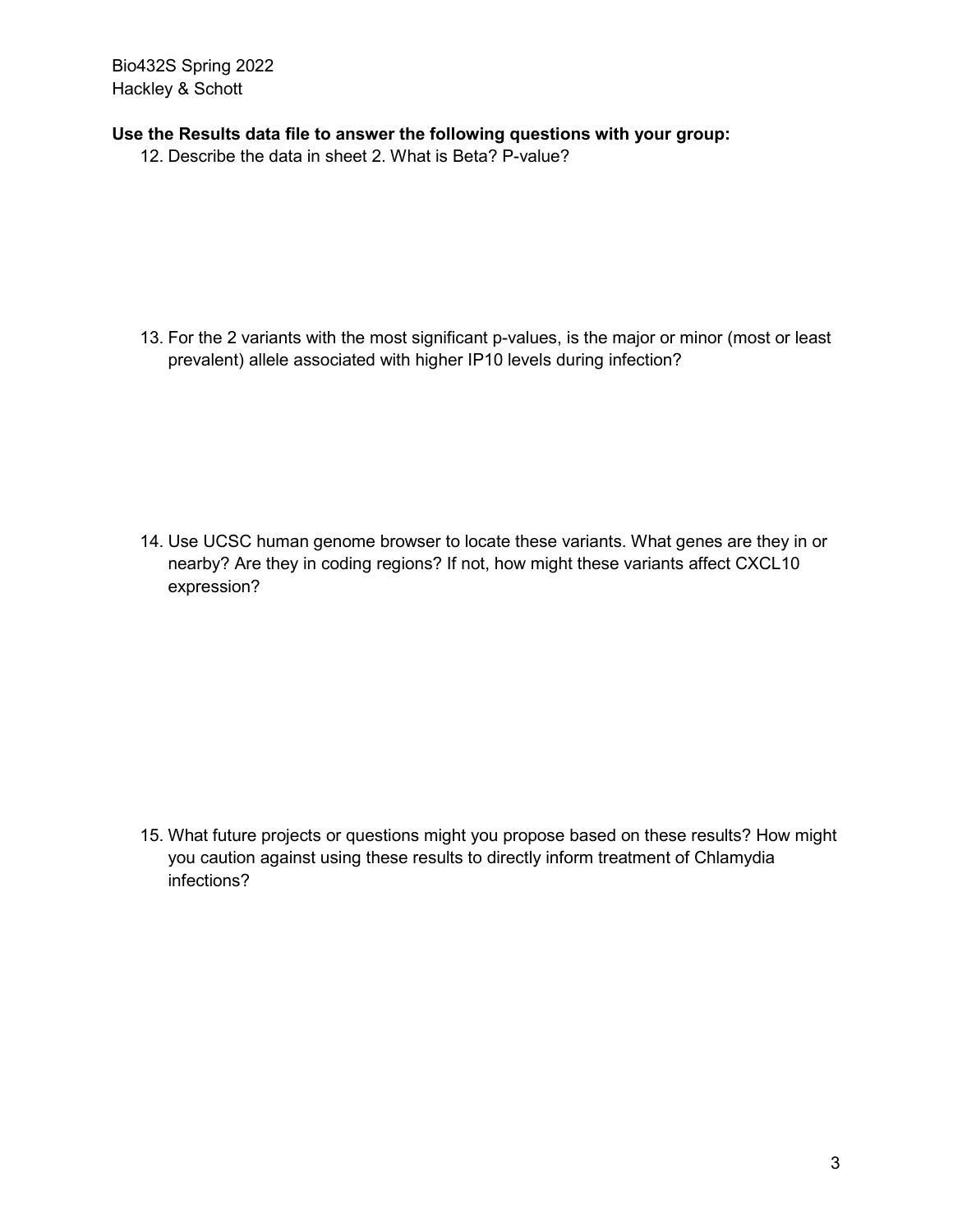**Use the Results data file to answer the following questions with your group:**

12. Describe the data in sheet 2. What is Beta? P-value?

13. For the 2 variants with the most significant p-values, is the major or minor (most or least prevalent) allele associated with higher IP10 levels during infection?

14. Use UCSC human genome browser to locate these variants. What genes are they in or nearby? Are they in coding regions? If not, how might these variants affect CXCL10 expression?

15. What future projects or questions might you propose based on these results? How might you caution against using these results to directly inform treatment of Chlamydia infections?